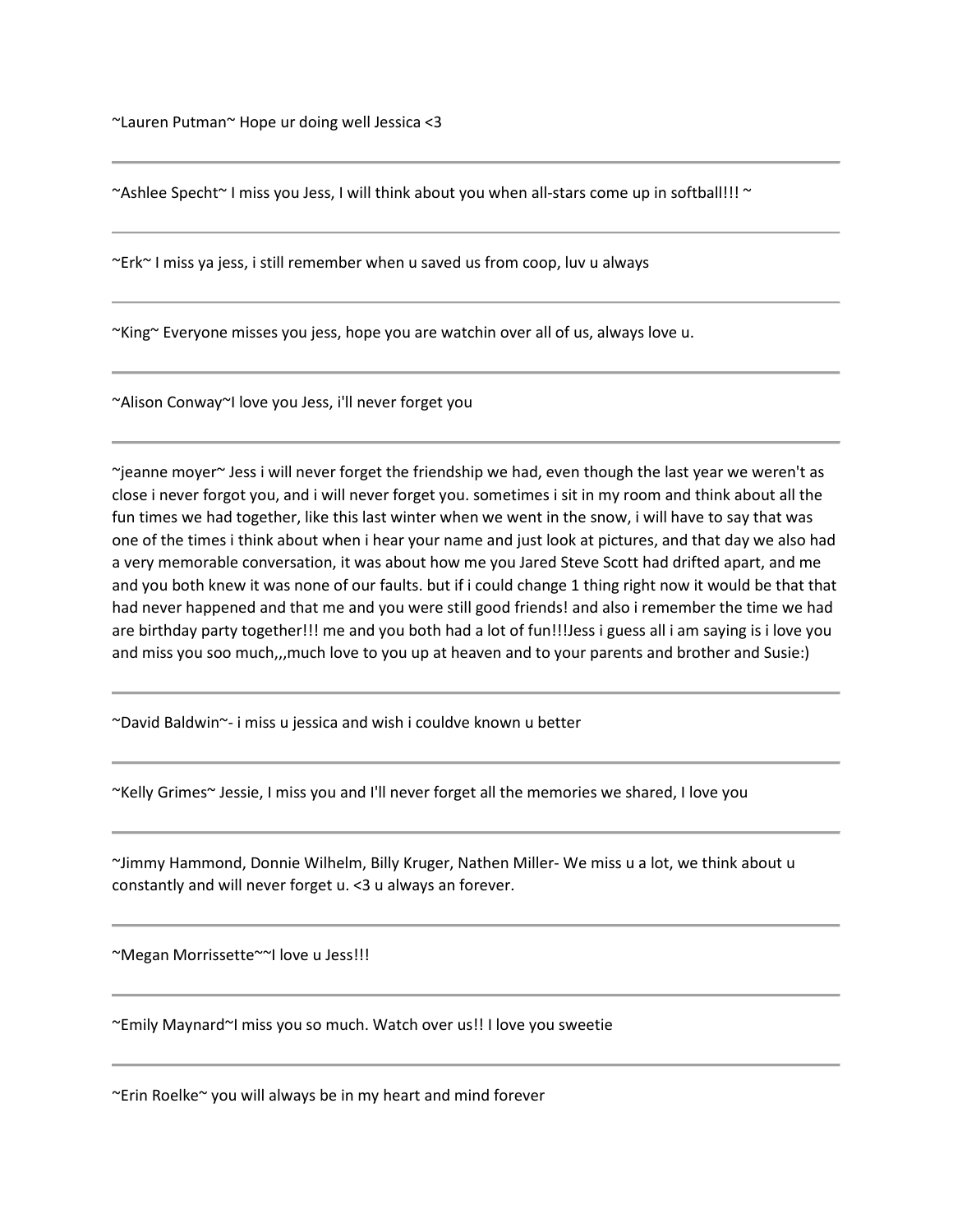~Lauren Putman~ Hope ur doing well Jessica <3

---

~Ashlee Specht~ I miss you Jess, I will think about you when all-stars come up in softball!!! ~

---

~Erk~ I miss ya jess, i still remember when u saved us from coop, luv u always

---

~King~ Everyone misses you jess, hope you are watchin over all of us, always love u.

---

~Alison Conway~I love you Jess, i'll never forget you

---

~jeanne moyer~ Jess i will never forget the friendship we had, even though the last year we weren't as close i never forgot you, and i will never forget you. sometimes i sit in my room and think about all the fun times we had together, like this last winter when we went in the snow, i will have to say that was one of the times i think about when i hear your name and just look at pictures, and that day we also had a very memorable conversation, it was about how me you Jared Steve Scott had drifted apart, and me and you both knew it was none of our faults. but if i could change 1 thing right now it would be that that had never happened and that me and you were still good friends! and also i remember the time we had are birthday party together!!! me and you both had a lot of fun!!!Jess i guess all i am saying is i love you and miss you soo much,,,much love to you up at heaven and to your parents and brother and Susie:)

---

~David Baldwin~- i miss u jessica and wish i couldve known u better

---

~Kelly Grimes~ Jessie, I miss you and I'll never forget all the memories we shared, I love you

---

~Jimmy Hammond, Donnie Wilhelm, Billy Kruger, Nathen Miller- We miss u a lot, we think about u constantly and will never forget u. <3 u always an forever.

---

~Megan Morrissette~~I love u Jess!!!

---

~Emily Maynard~I miss you so much. Watch over us!! I love you sweetie

---

~Erin Roelke~ you will always be in my heart and mind forever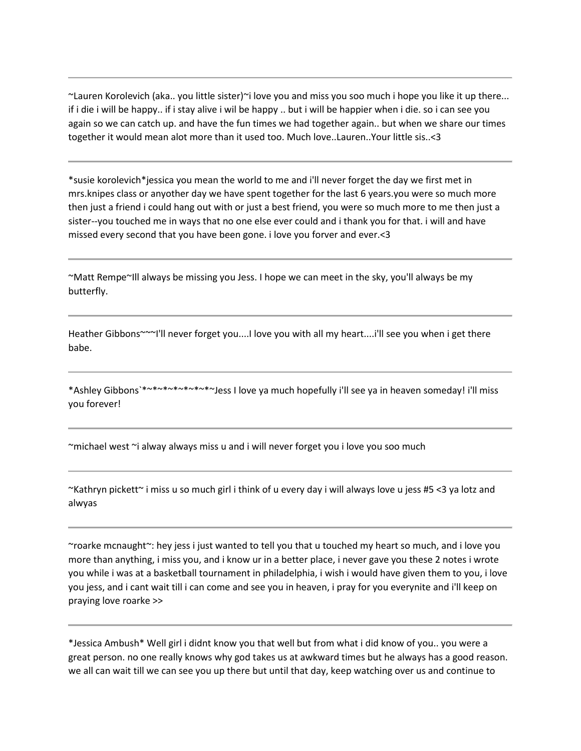---

~Lauren Korolevich (aka.. you little sister)~i love you and miss you soo much i hope you like it up there... if i die i will be happy.. if i stay alive i wil be happy .. but i will be happier when i die. so i can see you again so we can catch up. and have the fun times we had together again.. but when we share our times together it would mean alot more than it used too. Much love..Lauren..Your little sis..<3

---

*susie korolevich*jessica you mean the world to me and i'll never forget the day we first met in mrs.knipes class or anyother day we have spent together for the last 6 years.you were so much more then just a friend i could hang out with or just a best friend, you were so much more to me then just a sister--you touched me in ways that no one else ever could and i thank you for that. i will and have missed every second that you have been gone. i love you forver and ever.<3

---

~Matt Rempe~Ill always be missing you Jess. I hope we can meet in the sky, you'll always be my butterfly.

---

Heather Gibbons~~~I'll never forget you....I love you with all my heart....i'll see you when i get there babe.

---

*Ashley Gibbons`*~*~*~*~*~*~*~Jess I love ya much hopefully i'll see ya in heaven someday! i'll miss you forever!

---

~michael west ~i alway always miss u and i will never forget you i love you soo much

---

~Kathryn pickett~ i miss u so much girl i think of u every day i will always love u jess #5 <3 ya lotz and alwyas

---

~roarke mcnaught~: hey jess i just wanted to tell you that u touched my heart so much, and i love you more than anything, i miss you, and i know ur in a better place, i never gave you these 2 notes i wrote you while i was at a basketball tournament in philadelphia, i wish i would have given them to you, i love you jess, and i cant wait till i can come and see you in heaven, i pray for you everynite and i'll keep on praying love roarke >>

---

*Jessica Ambush* Well girl i didnt know you that well but from what i did know of you.. you were a great person. no one really knows why god takes us at awkward times but he always has a good reason. we all can wait till we can see you up there but until that day, keep watching over us and continue to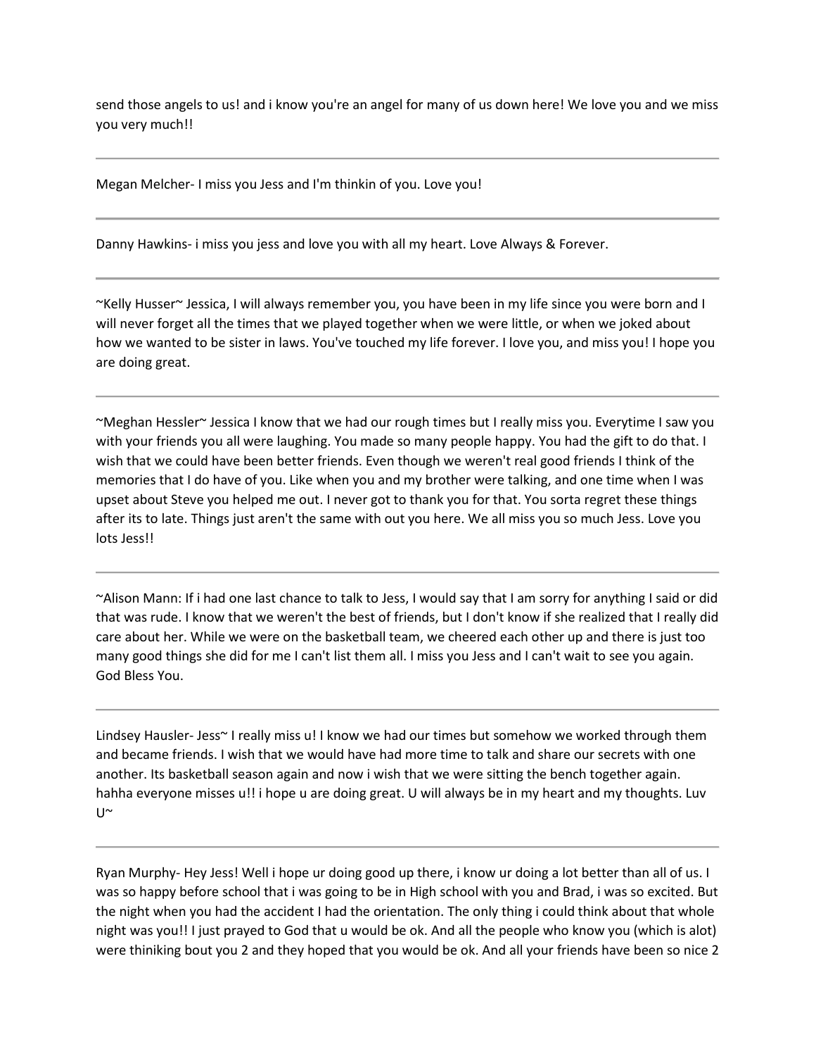send those angels to us! and i know you're an angel for many of us down here! We love you and we miss you very much!!

---

Megan Melcher- I miss you Jess and I'm thinkin of you. Love you!

---

Danny Hawkins- i miss you jess and love you with all my heart. Love Always & Forever.

---

~Kelly Husser~ Jessica, I will always remember you, you have been in my life since you were born and I will never forget all the times that we played together when we were little, or when we joked about how we wanted to be sister in laws. You've touched my life forever. I love you, and miss you! I hope you are doing great.

---

~Meghan Hessler~ Jessica I know that we had our rough times but I really miss you. Everytime I saw you with your friends you all were laughing. You made so many people happy. You had the gift to do that. I wish that we could have been better friends. Even though we weren't real good friends I think of the memories that I do have of you. Like when you and my brother were talking, and one time when I was upset about Steve you helped me out. I never got to thank you for that. You sorta regret these things after its to late. Things just aren't the same with out you here. We all miss you so much Jess. Love you lots Jess!!

---

~Alison Mann: If i had one last chance to talk to Jess, I would say that I am sorry for anything I said or did that was rude. I know that we weren't the best of friends, but I don't know if she realized that I really did care about her. While we were on the basketball team, we cheered each other up and there is just too many good things she did for me I can't list them all. I miss you Jess and I can't wait to see you again. God Bless You.

---

Lindsey Hausler- Jess~ I really miss u! I know we had our times but somehow we worked through them and became friends. I wish that we would have had more time to talk and share our secrets with one another. Its basketball season again and now i wish that we were sitting the bench together again. hahha everyone misses u!! i hope u are doing great. U will always be in my heart and my thoughts. Luv U~

---

Ryan Murphy- Hey Jess! Well i hope ur doing good up there, i know ur doing a lot better than all of us. I was so happy before school that i was going to be in High school with you and Brad, i was so excited. But the night when you had the accident I had the orientation. The only thing i could think about that whole night was you!! I just prayed to God that u would be ok. And all the people who know you (which is alot) were thiniking bout you 2 and they hoped that you would be ok. And all your friends have been so nice 2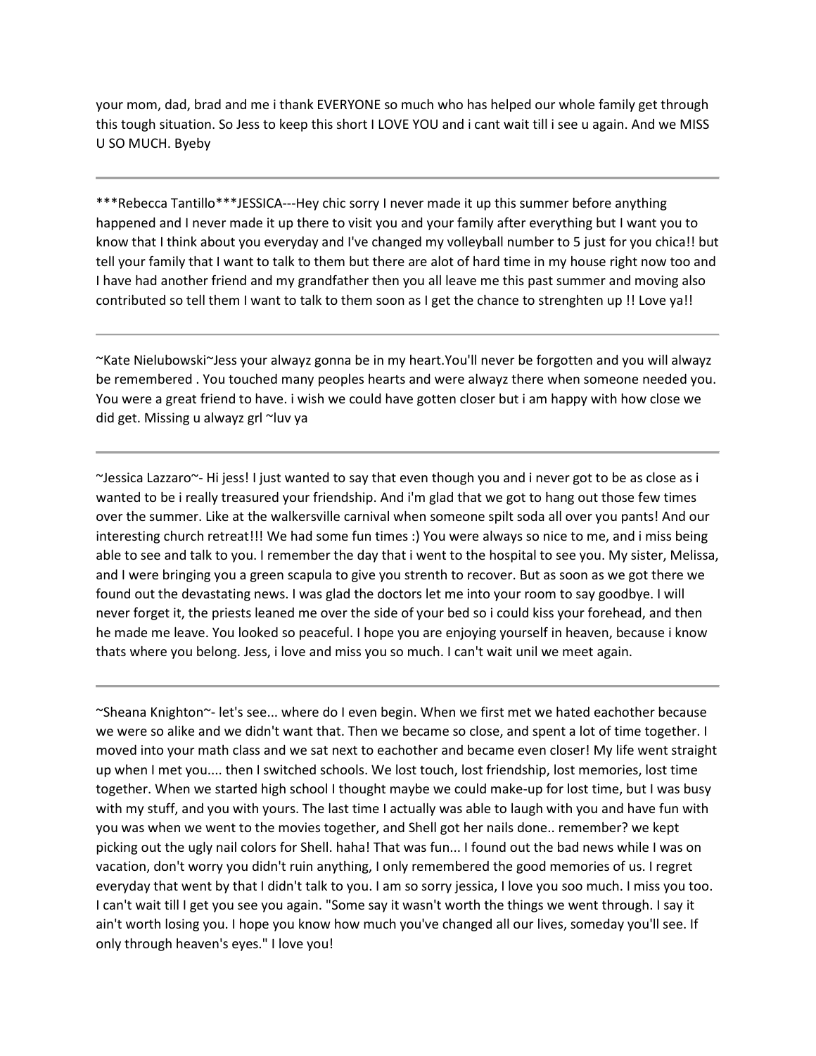your mom, dad, brad and me i thank EVERYONE so much who has helped our whole family get through this tough situation. So Jess to keep this short I LOVE YOU and i cant wait till i see u again. And we MISS U SO MUCH. Byeby

---

***Rebecca Tantillo***JESSICA---Hey chic sorry I never made it up this summer before anything happened and I never made it up there to visit you and your family after everything but I want you to know that I think about you everyday and I've changed my volleyball number to 5 just for you chica!! but tell your family that I want to talk to them but there are alot of hard time in my house right now too and I have had another friend and my grandfather then you all leave me this past summer and moving also contributed so tell them I want to talk to them soon as I get the chance to strenghten up !! Love ya!!

---

~Kate Nielubowski~Jess your alwayz gonna be in my heart.You'll never be forgotten and you will alwayz be remembered . You touched many peoples hearts and were alwayz there when someone needed you. You were a great friend to have. i wish we could have gotten closer but i am happy with how close we did get. Missing u alwayz grl ~luv ya

---

~Jessica Lazzaro~- Hi jess! I just wanted to say that even though you and i never got to be as close as i wanted to be i really treasured your friendship. And i'm glad that we got to hang out those few times over the summer. Like at the walkersville carnival when someone spilt soda all over you pants! And our interesting church retreat!!! We had some fun times :) You were always so nice to me, and i miss being able to see and talk to you. I remember the day that i went to the hospital to see you. My sister, Melissa, and I were bringing you a green scapula to give you strenth to recover. But as soon as we got there we found out the devastating news. I was glad the doctors let me into your room to say goodbye. I will never forget it, the priests leaned me over the side of your bed so i could kiss your forehead, and then he made me leave. You looked so peaceful. I hope you are enjoying yourself in heaven, because i know thats where you belong. Jess, i love and miss you so much. I can't wait unil we meet again.

---

~Sheana Knighton~- let's see... where do I even begin. When we first met we hated eachother because we were so alike and we didn't want that. Then we became so close, and spent a lot of time together. I moved into your math class and we sat next to eachother and became even closer! My life went straight up when I met you.... then I switched schools. We lost touch, lost friendship, lost memories, lost time together. When we started high school I thought maybe we could make-up for lost time, but I was busy with my stuff, and you with yours. The last time I actually was able to laugh with you and have fun with you was when we went to the movies together, and Shell got her nails done.. remember? we kept picking out the ugly nail colors for Shell. haha! That was fun... I found out the bad news while I was on vacation, don't worry you didn't ruin anything, I only remembered the good memories of us. I regret everyday that went by that I didn't talk to you. I am so sorry jessica, I love you soo much. I miss you too. I can't wait till I get you see you again. "Some say it wasn't worth the things we went through. I say it ain't worth losing you. I hope you know how much you've changed all our lives, someday you'll see. If only through heaven's eyes." I love you!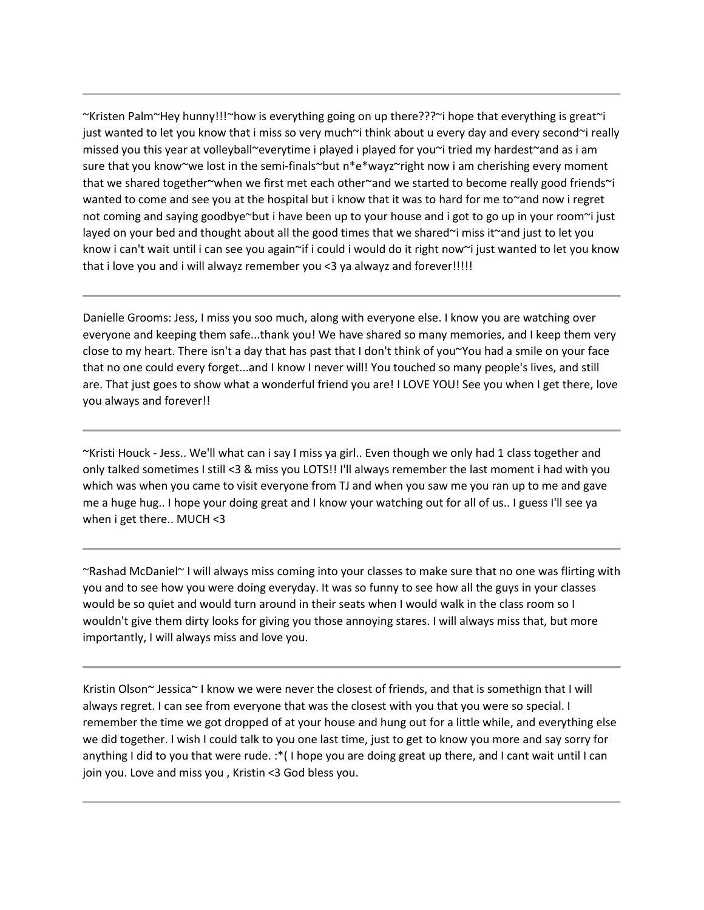---

~Kristen Palm~Hey hunny!!!~how is everything going on up there???~i hope that everything is great~i just wanted to let you know that i miss so very much~i think about u every day and every second~i really missed you this year at volleyball~everytime i played i played for you~i tried my hardest~and as i am sure that you know~we lost in the semi-finals~but n*e*wayz~right now i am cherishing every moment that we shared together~when we first met each other~and we started to become really good friends~i wanted to come and see you at the hospital but i know that it was to hard for me to~and now i regret not coming and saying goodbye~but i have been up to your house and i got to go up in your room~i just layed on your bed and thought about all the good times that we shared~i miss it~and just to let you know i can't wait until i can see you again~if i could i would do it right now~i just wanted to let you know that i love you and i will alwayz remember you <3 ya alwayz and forever!!!!!

---

Danielle Grooms: Jess, I miss you soo much, along with everyone else. I know you are watching over everyone and keeping them safe...thank you! We have shared so many memories, and I keep them very close to my heart. There isn't a day that has past that I don't think of you~You had a smile on your face that no one could every forget...and I know I never will! You touched so many people's lives, and still are. That just goes to show what a wonderful friend you are! I LOVE YOU! See you when I get there, love you always and forever!!

---

~Kristi Houck - Jess.. We'll what can i say I miss ya girl.. Even though we only had 1 class together and only talked sometimes I still <3 & miss you LOTS!! I'll always remember the last moment i had with you which was when you came to visit everyone from TJ and when you saw me you ran up to me and gave me a huge hug.. I hope your doing great and I know your watching out for all of us.. I guess I'll see ya when i get there.. MUCH <3

---

~Rashad McDaniel~ I will always miss coming into your classes to make sure that no one was flirting with you and to see how you were doing everyday. It was so funny to see how all the guys in your classes would be so quiet and would turn around in their seats when I would walk in the class room so I wouldn't give them dirty looks for giving you those annoying stares. I will always miss that, but more importantly, I will always miss and love you.

---

Kristin Olson~ Jessica~ I know we were never the closest of friends, and that is somethign that I will always regret. I can see from everyone that was the closest with you that you were so special. I remember the time we got dropped of at your house and hung out for a little while, and everything else we did together. I wish I could talk to you one last time, just to get to know you more and say sorry for anything I did to you that were rude. :*( I hope you are doing great up there, and I cant wait until I can join you. Love and miss you , Kristin <3 God bless you.

---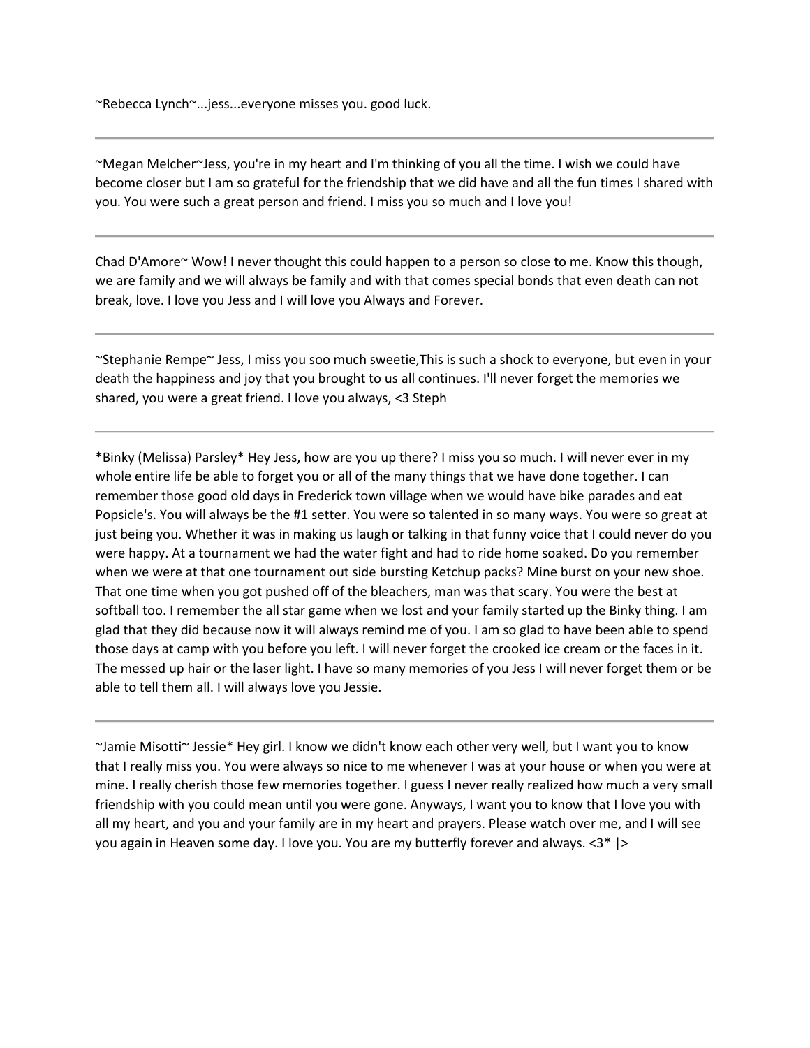~Rebecca Lynch~...jess...everyone misses you. good luck.

---

~Megan Melcher~Jess, you're in my heart and I'm thinking of you all the time. I wish we could have become closer but I am so grateful for the friendship that we did have and all the fun times I shared with you. You were such a great person and friend. I miss you so much and I love you!

---

Chad D'Amore~ Wow! I never thought this could happen to a person so close to me. Know this though, we are family and we will always be family and with that comes special bonds that even death can not break, love. I love you Jess and I will love you Always and Forever.

---

~Stephanie Rempe~ Jess, I miss you soo much sweetie,This is such a shock to everyone, but even in your death the happiness and joy that you brought to us all continues. I'll never forget the memories we shared, you were a great friend. I love you always, <3 Steph

---

*Binky (Melissa) Parsley* Hey Jess, how are you up there? I miss you so much. I will never ever in my whole entire life be able to forget you or all of the many things that we have done together. I can remember those good old days in Frederick town village when we would have bike parades and eat Popsicle's. You will always be the #1 setter. You were so talented in so many ways. You were so great at just being you. Whether it was in making us laugh or talking in that funny voice that I could never do you were happy. At a tournament we had the water fight and had to ride home soaked. Do you remember when we were at that one tournament out side bursting Ketchup packs? Mine burst on your new shoe. That one time when you got pushed off of the bleachers, man was that scary. You were the best at softball too. I remember the all star game when we lost and your family started up the Binky thing. I am glad that they did because now it will always remind me of you. I am so glad to have been able to spend those days at camp with you before you left. I will never forget the crooked ice cream or the faces in it. The messed up hair or the laser light. I have so many memories of you Jess I will never forget them or be able to tell them all. I will always love you Jessie.

---

~Jamie Misotti~ Jessie* Hey girl. I know we didn't know each other very well, but I want you to know that I really miss you. You were always so nice to me whenever I was at your house or when you were at mine. I really cherish those few memories together. I guess I never really realized how much a very small friendship with you could mean until you were gone. Anyways, I want you to know that I love you with all my heart, and you and your family are in my heart and prayers. Please watch over me, and I will see you again in Heaven some day. I love you. You are my butterfly forever and always. <3* |>